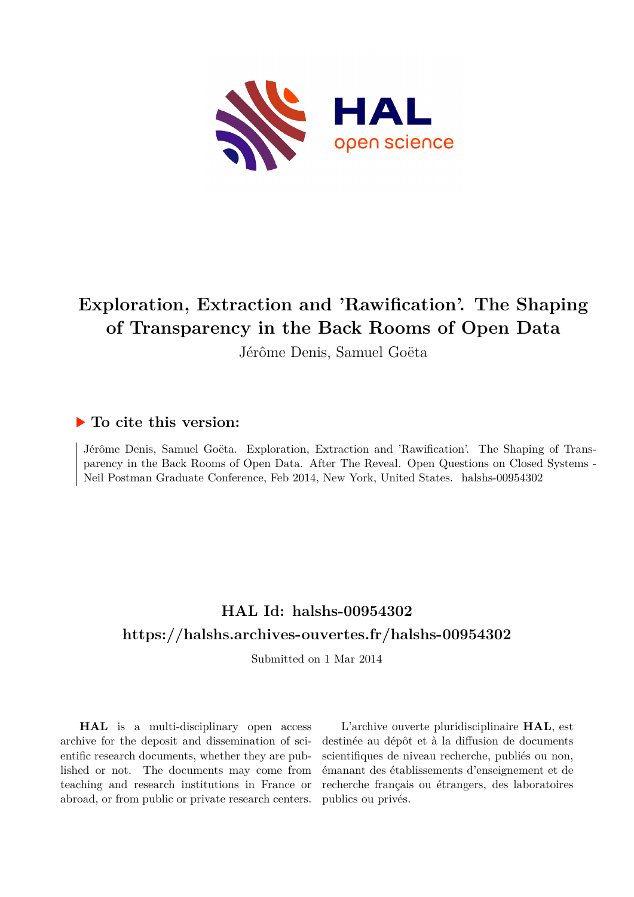# Exploration, Extraction and 'Rawification'. The Shaping of Transparency in the Back Rooms of Open Data

Jérôme Denis, Samuel Goëta

## ▶ To cite this version:

Jérôme Denis, Samuel Goëta. Exploration, Extraction and 'Rawification'. The Shaping of Transparency in the Back Rooms of Open Data. After The Reveal. Open Questions on Closed Systems - Neil Postman Graduate Conference, Feb 2014, New York, United States. halshs-00954302

## HAL Id: halshs-00954302

## https://halshs.archives-ouvertes.fr/halshs-00954302

Submitted on 1 Mar 2014

**HAL** is a multi-disciplinary open access archive for the deposit and dissemination of scientific research documents, whether they are published or not. The documents may come from teaching and research institutions in France or abroad, or from public or private research centers.

L'archive ouverte pluridisciplinaire **HAL**, est destinée au dépôt et à la diffusion de documents scientifiques de niveau recherche, publiés ou non, émanant des établissements d'enseignement et de recherche français ou étrangers, des laboratoires publics ou privés.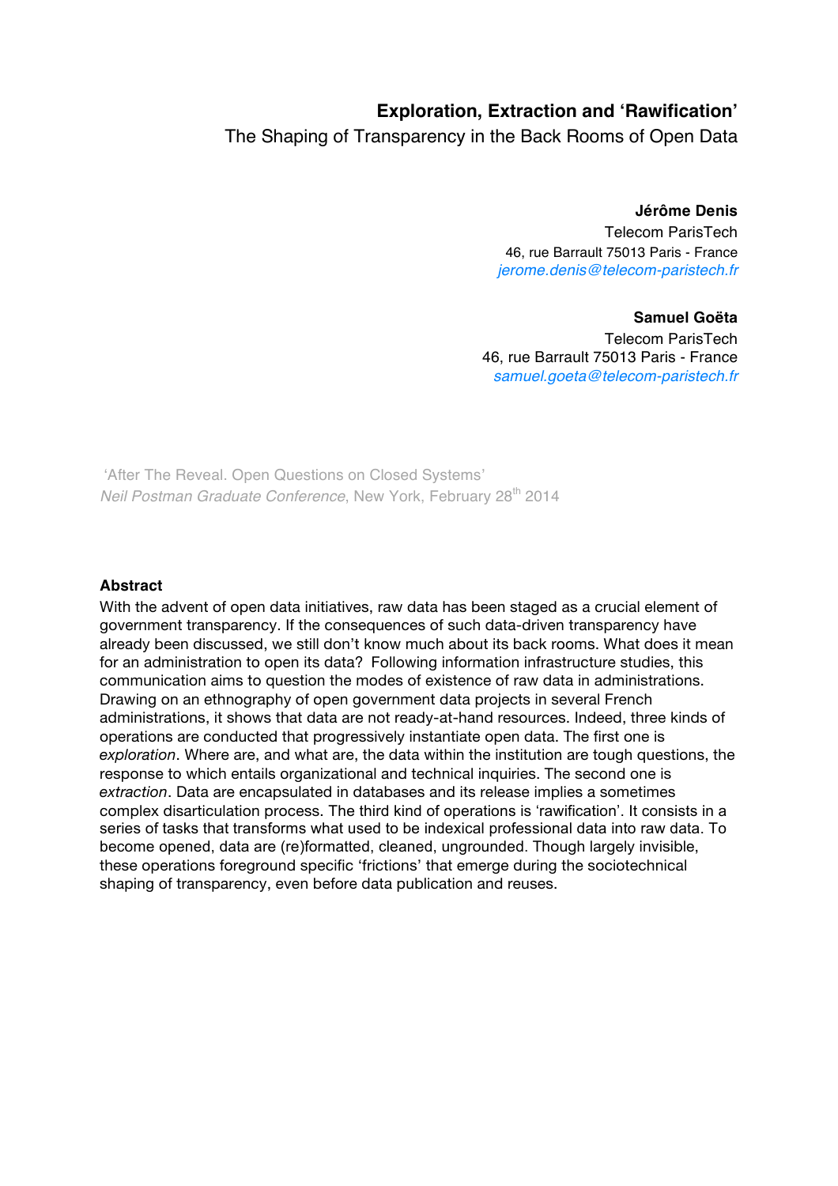## Exploration, Extraction and 'Rawification'

The Shaping of Transparency in the Back Rooms of Open Data

**Jérôme Denis**
Telecom ParisTech
46, rue Barrault 75013 Paris - France
*jerome.denis@telecom-paristech.fr*

**Samuel Goëta**
Telecom ParisTech
46, rue Barrault 75013 Paris - France
*samuel.goeta@telecom-paristech.fr*

'After The Reveal. Open Questions on Closed Systems'
*Neil Postman Graduate Conference*, New York, February 28th 2014

**Abstract**

With the advent of open data initiatives, raw data has been staged as a crucial element of government transparency. If the consequences of such data-driven transparency have already been discussed, we still don't know much about its back rooms. What does it mean for an administration to open its data? Following information infrastructure studies, this communication aims to question the modes of existence of raw data in administrations. Drawing on an ethnography of open government data projects in several French administrations, it shows that data are not ready-at-hand resources. Indeed, three kinds of operations are conducted that progressively instantiate open data. The first one is *exploration*. Where are, and what are, the data within the institution are tough questions, the response to which entails organizational and technical inquiries. The second one is *extraction*. Data are encapsulated in databases and its release implies a sometimes complex disarticulation process. The third kind of operations is 'rawification'. It consists in a series of tasks that transforms what used to be indexical professional data into raw data. To become opened, data are (re)formatted, cleaned, ungrounded. Though largely invisible, these operations foreground specific 'frictions' that emerge during the sociotechnical shaping of transparency, even before data publication and reuses.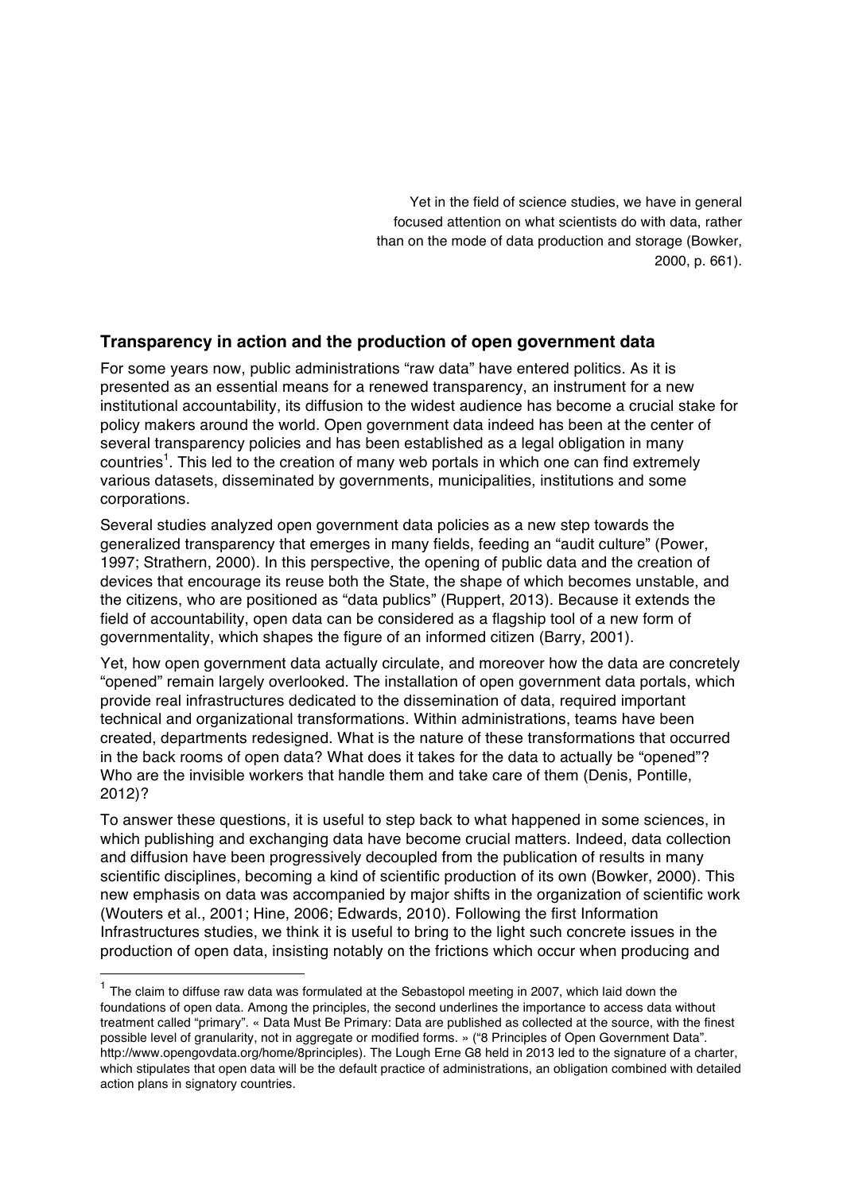> Yet in the field of science studies, we have in general focused attention on what scientists do with data, rather than on the mode of data production and storage (Bowker, 2000, p. 661).

### Transparency in action and the production of open government data

For some years now, public administrations "raw data" have entered politics. As it is presented as an essential means for a renewed transparency, an instrument for a new institutional accountability, its diffusion to the widest audience has become a crucial stake for policy makers around the world. Open government data indeed has been at the center of several transparency policies and has been established as a legal obligation in many countries[1]. This led to the creation of many web portals in which one can find extremely various datasets, disseminated by governments, municipalities, institutions and some corporations.

Several studies analyzed open government data policies as a new step towards the generalized transparency that emerges in many fields, feeding an "audit culture" (Power, 1997; Strathern, 2000). In this perspective, the opening of public data and the creation of devices that encourage its reuse both the State, the shape of which becomes unstable, and the citizens, who are positioned as "data publics" (Ruppert, 2013). Because it extends the field of accountability, open data can be considered as a flagship tool of a new form of governmentality, which shapes the figure of an informed citizen (Barry, 2001).

Yet, how open government data actually circulate, and moreover how the data are concretely "opened" remain largely overlooked. The installation of open government data portals, which provide real infrastructures dedicated to the dissemination of data, required important technical and organizational transformations. Within administrations, teams have been created, departments redesigned. What is the nature of these transformations that occurred in the back rooms of open data? What does it takes for the data to actually be "opened"? Who are the invisible workers that handle them and take care of them (Denis, Pontille, 2012)?

To answer these questions, it is useful to step back to what happened in some sciences, in which publishing and exchanging data have become crucial matters. Indeed, data collection and diffusion have been progressively decoupled from the publication of results in many scientific disciplines, becoming a kind of scientific production of its own (Bowker, 2000). This new emphasis on data was accompanied by major shifts in the organization of scientific work (Wouters et al., 2001; Hine, 2006; Edwards, 2010). Following the first Information Infrastructures studies, we think it is useful to bring to the light such concrete issues in the production of open data, insisting notably on the frictions which occur when producing and

---

[1] The claim to diffuse raw data was formulated at the Sebastopol meeting in 2007, which laid down the foundations of open data. Among the principles, the second underlines the importance to access data without treatment called "primary". « Data Must Be Primary: Data are published as collected at the source, with the finest possible level of granularity, not in aggregate or modified forms. » ("8 Principles of Open Government Data". http://www.opengovdata.org/home/8principles). The Lough Erne G8 held in 2013 led to the signature of a charter, which stipulates that open data will be the default practice of administrations, an obligation combined with detailed action plans in signatory countries.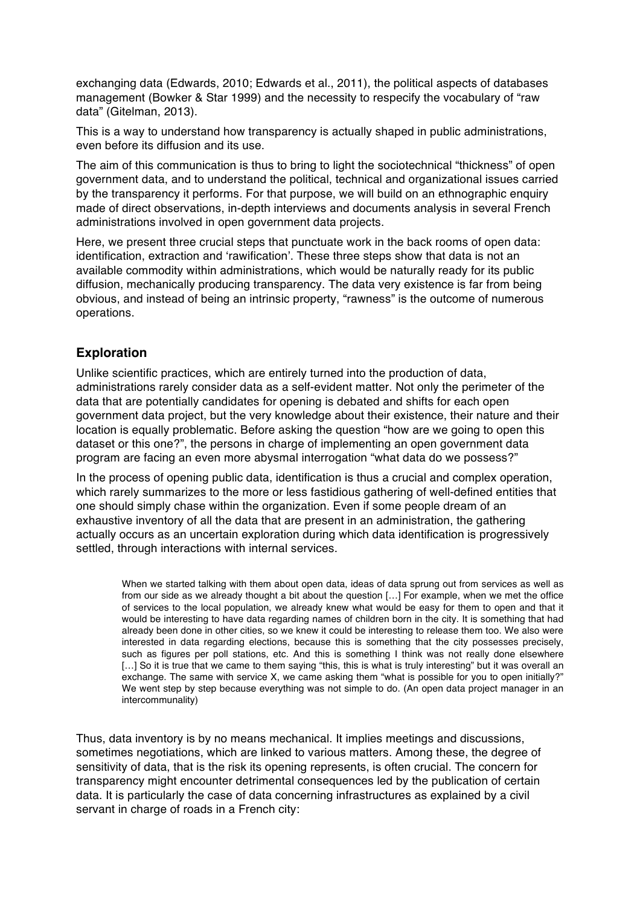exchanging data (Edwards, 2010; Edwards et al., 2011), the political aspects of databases management (Bowker & Star 1999) and the necessity to respecify the vocabulary of "raw data" (Gitelman, 2013).

This is a way to understand how transparency is actually shaped in public administrations, even before its diffusion and its use.

The aim of this communication is thus to bring to light the sociotechnical "thickness" of open government data, and to understand the political, technical and organizational issues carried by the transparency it performs. For that purpose, we will build on an ethnographic enquiry made of direct observations, in-depth interviews and documents analysis in several French administrations involved in open government data projects.

Here, we present three crucial steps that punctuate work in the back rooms of open data: identification, extraction and 'rawification'. These three steps show that data is not an available commodity within administrations, which would be naturally ready for its public diffusion, mechanically producing transparency. The data very existence is far from being obvious, and instead of being an intrinsic property, "rawness" is the outcome of numerous operations.

## Exploration

Unlike scientific practices, which are entirely turned into the production of data, administrations rarely consider data as a self-evident matter. Not only the perimeter of the data that are potentially candidates for opening is debated and shifts for each open government data project, but the very knowledge about their existence, their nature and their location is equally problematic. Before asking the question "how are we going to open this dataset or this one?", the persons in charge of implementing an open government data program are facing an even more abysmal interrogation "what data do we possess?"

In the process of opening public data, identification is thus a crucial and complex operation, which rarely summarizes to the more or less fastidious gathering of well-defined entities that one should simply chase within the organization. Even if some people dream of an exhaustive inventory of all the data that are present in an administration, the gathering actually occurs as an uncertain exploration during which data identification is progressively settled, through interactions with internal services.

> When we started talking with them about open data, ideas of data sprung out from services as well as from our side as we already thought a bit about the question […] For example, when we met the office of services to the local population, we already knew what would be easy for them to open and that it would be interesting to have data regarding names of children born in the city. It is something that had already been done in other cities, so we knew it could be interesting to release them too. We also were interested in data regarding elections, because this is something that the city possesses precisely, such as figures per poll stations, etc. And this is something I think was not really done elsewhere […] So it is true that we came to them saying "this, this is what is truly interesting" but it was overall an exchange. The same with service X, we came asking them "what is possible for you to open initially?" We went step by step because everything was not simple to do. (An open data project manager in an intercommunality)

Thus, data inventory is by no means mechanical. It implies meetings and discussions, sometimes negotiations, which are linked to various matters. Among these, the degree of sensitivity of data, that is the risk its opening represents, is often crucial. The concern for transparency might encounter detrimental consequences led by the publication of certain data. It is particularly the case of data concerning infrastructures as explained by a civil servant in charge of roads in a French city: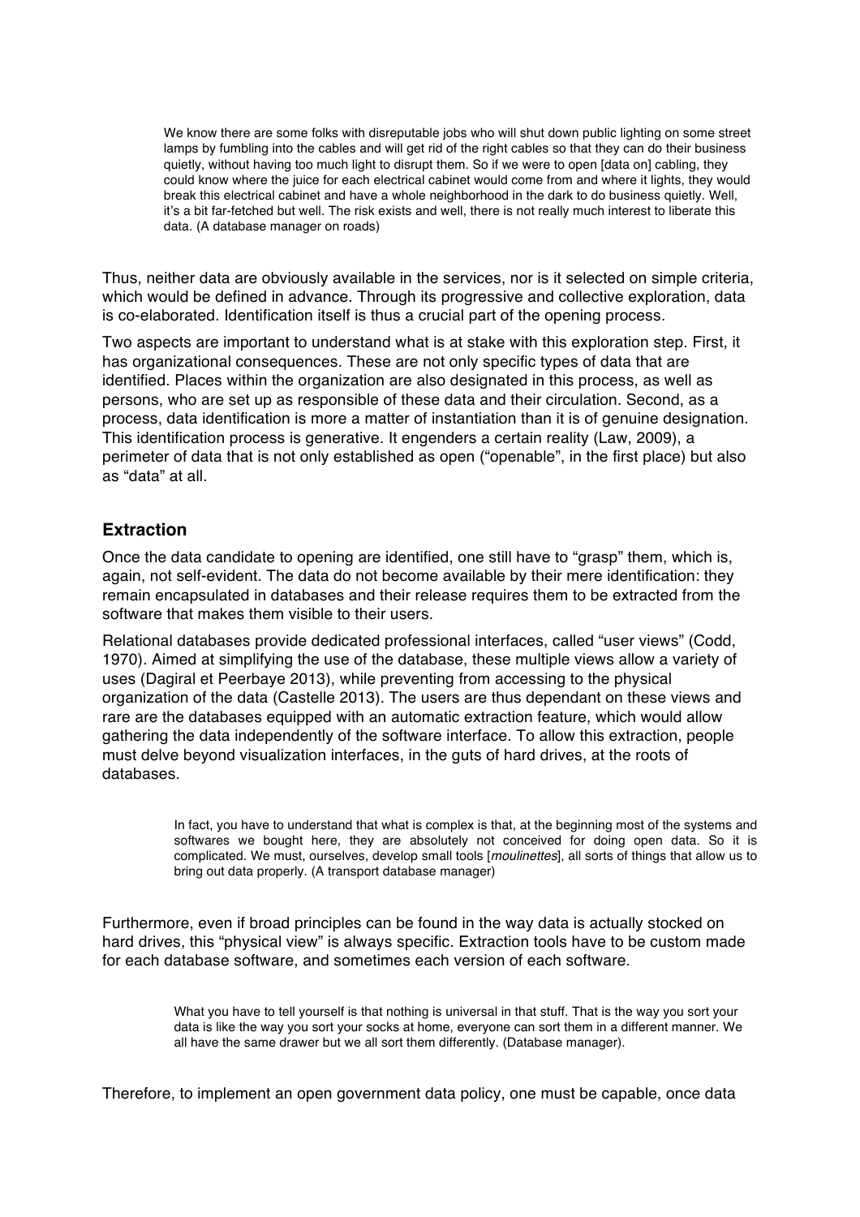> We know there are some folks with disreputable jobs who will shut down public lighting on some street lamps by fumbling into the cables and will get rid of the right cables so that they can do their business quietly, without having too much light to disrupt them. So if we were to open [data on] cabling, they could know where the juice for each electrical cabinet would come from and where it lights, they would break this electrical cabinet and have a whole neighborhood in the dark to do business quietly. Well, it's a bit far-fetched but well. The risk exists and well, there is not really much interest to liberate this data. (A database manager on roads)

Thus, neither data are obviously available in the services, nor is it selected on simple criteria, which would be defined in advance. Through its progressive and collective exploration, data is co-elaborated. Identification itself is thus a crucial part of the opening process.

Two aspects are important to understand what is at stake with this exploration step. First, it has organizational consequences. These are not only specific types of data that are identified. Places within the organization are also designated in this process, as well as persons, who are set up as responsible of these data and their circulation. Second, as a process, data identification is more a matter of instantiation than it is of genuine designation. This identification process is generative. It engenders a certain reality (Law, 2009), a perimeter of data that is not only established as open ("openable", in the first place) but also as "data" at all.

### Extraction

Once the data candidate to opening are identified, one still have to "grasp" them, which is, again, not self-evident. The data do not become available by their mere identification: they remain encapsulated in databases and their release requires them to be extracted from the software that makes them visible to their users.

Relational databases provide dedicated professional interfaces, called "user views" (Codd, 1970). Aimed at simplifying the use of the database, these multiple views allow a variety of uses (Dagiral et Peerbaye 2013), while preventing from accessing to the physical organization of the data (Castelle 2013). The users are thus dependant on these views and rare are the databases equipped with an automatic extraction feature, which would allow gathering the data independently of the software interface. To allow this extraction, people must delve beyond visualization interfaces, in the guts of hard drives, at the roots of databases.

> In fact, you have to understand that what is complex is that, at the beginning most of the systems and softwares we bought here, they are absolutely not conceived for doing open data. So it is complicated. We must, ourselves, develop small tools [*moulinettes*], all sorts of things that allow us to bring out data properly. (A transport database manager)

Furthermore, even if broad principles can be found in the way data is actually stocked on hard drives, this "physical view" is always specific. Extraction tools have to be custom made for each database software, and sometimes each version of each software.

> What you have to tell yourself is that nothing is universal in that stuff. That is the way you sort your data is like the way you sort your socks at home, everyone can sort them in a different manner. We all have the same drawer but we all sort them differently. (Database manager).

Therefore, to implement an open government data policy, one must be capable, once data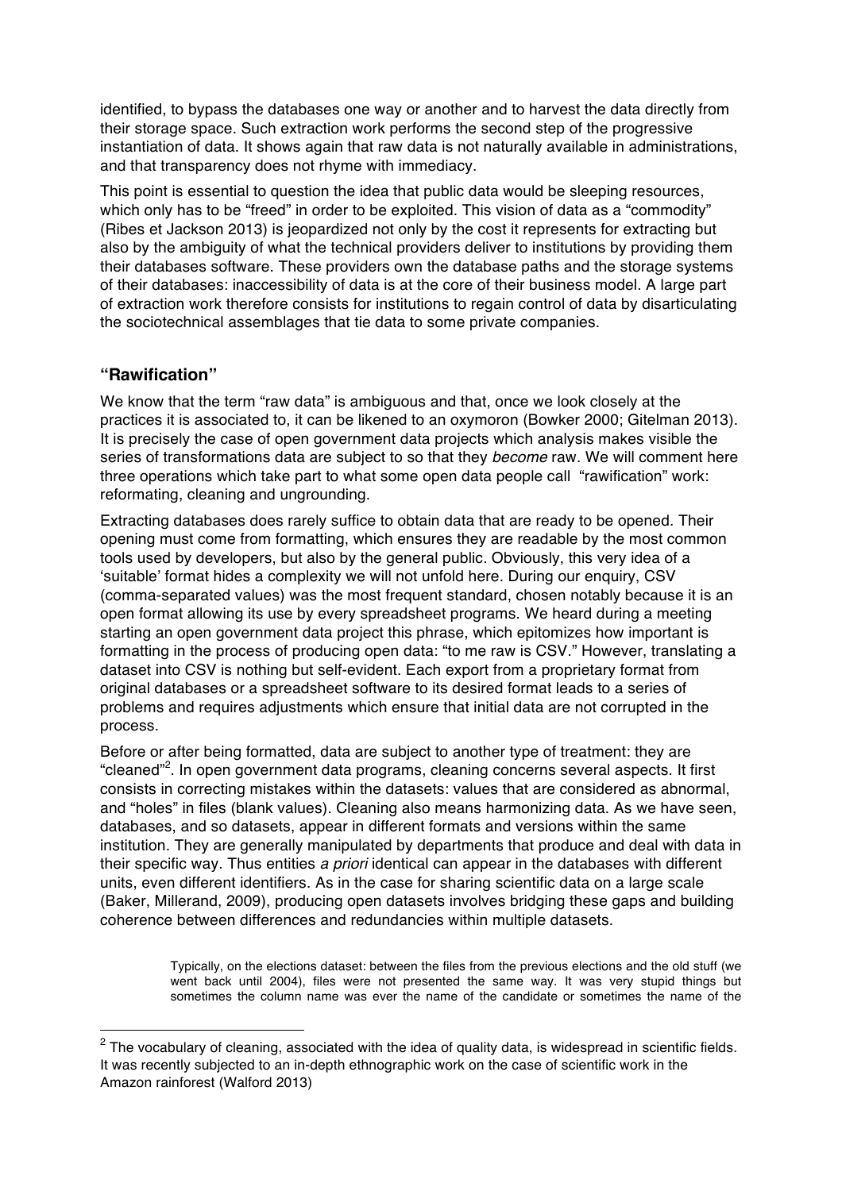identified, to bypass the databases one way or another and to harvest the data directly from their storage space. Such extraction work performs the second step of the progressive instantiation of data. It shows again that raw data is not naturally available in administrations, and that transparency does not rhyme with immediacy.

This point is essential to question the idea that public data would be sleeping resources, which only has to be "freed" in order to be exploited. This vision of data as a "commodity" (Ribes et Jackson 2013) is jeopardized not only by the cost it represents for extracting but also by the ambiguity of what the technical providers deliver to institutions by providing them their databases software. These providers own the database paths and the storage systems of their databases: inaccessibility of data is at the core of their business model. A large part of extraction work therefore consists for institutions to regain control of data by disarticulating the sociotechnical assemblages that tie data to some private companies.

## "Rawification"

We know that the term "raw data" is ambiguous and that, once we look closely at the practices it is associated to, it can be likened to an oxymoron (Bowker 2000; Gitelman 2013). It is precisely the case of open government data projects which analysis makes visible the series of transformations data are subject to so that they *become* raw. We will comment here three operations which take part to what some open data people call "rawification" work: reformating, cleaning and ungrounding.

Extracting databases does rarely suffice to obtain data that are ready to be opened. Their opening must come from formatting, which ensures they are readable by the most common tools used by developers, but also by the general public. Obviously, this very idea of a 'suitable' format hides a complexity we will not unfold here. During our enquiry, CSV (comma-separated values) was the most frequent standard, chosen notably because it is an open format allowing its use by every spreadsheet programs. We heard during a meeting starting an open government data project this phrase, which epitomizes how important is formatting in the process of producing open data: "to me raw is CSV." However, translating a dataset into CSV is nothing but self-evident. Each export from a proprietary format from original databases or a spreadsheet software to its desired format leads to a series of problems and requires adjustments which ensure that initial data are not corrupted in the process.

Before or after being formatted, data are subject to another type of treatment: they are "cleaned"[2]. In open government data programs, cleaning concerns several aspects. It first consists in correcting mistakes within the datasets: values that are considered as abnormal, and "holes" in files (blank values). Cleaning also means harmonizing data. As we have seen, databases, and so datasets, appear in different formats and versions within the same institution. They are generally manipulated by departments that produce and deal with data in their specific way. Thus entities *a priori* identical can appear in the databases with different units, even different identifiers. As in the case for sharing scientific data on a large scale (Baker, Millerand, 2009), producing open datasets involves bridging these gaps and building coherence between differences and redundancies within multiple datasets.

> Typically, on the elections dataset: between the files from the previous elections and the old stuff (we went back until 2004), files were not presented the same way. It was very stupid things but sometimes the column name was ever the name of the candidate or sometimes the name of the

[2] The vocabulary of cleaning, associated with the idea of quality data, is widespread in scientific fields. It was recently subjected to an in-depth ethnographic work on the case of scientific work in the Amazon rainforest (Walford 2013)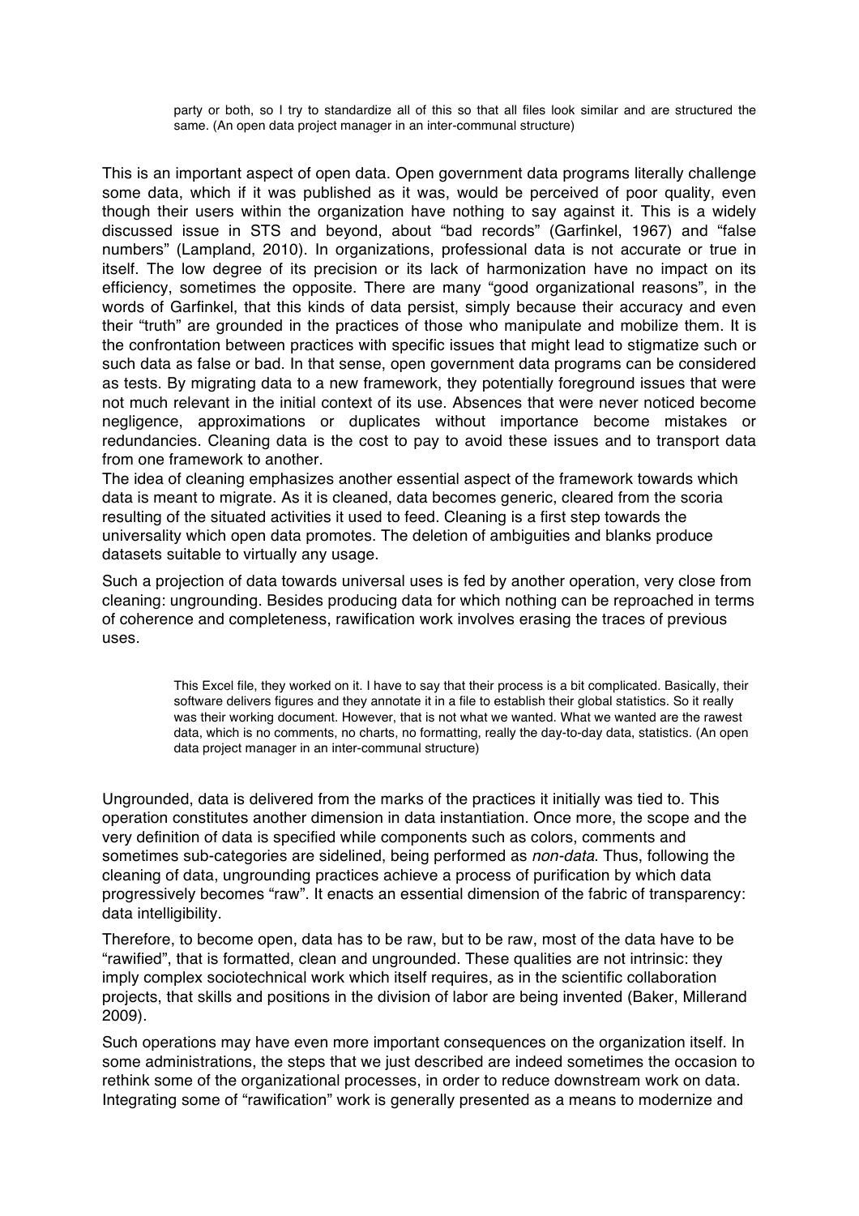> party or both, so I try to standardize all of this so that all files look similar and are structured the same. (An open data project manager in an inter-communal structure)

This is an important aspect of open data. Open government data programs literally challenge some data, which if it was published as it was, would be perceived of poor quality, even though their users within the organization have nothing to say against it. This is a widely discussed issue in STS and beyond, about "bad records" (Garfinkel, 1967) and "false numbers" (Lampland, 2010). In organizations, professional data is not accurate or true in itself. The low degree of its precision or its lack of harmonization have no impact on its efficiency, sometimes the opposite. There are many "good organizational reasons", in the words of Garfinkel, that this kinds of data persist, simply because their accuracy and even their "truth" are grounded in the practices of those who manipulate and mobilize them. It is the confrontation between practices with specific issues that might lead to stigmatize such or such data as false or bad. In that sense, open government data programs can be considered as tests. By migrating data to a new framework, they potentially foreground issues that were not much relevant in the initial context of its use. Absences that were never noticed become negligence, approximations or duplicates without importance become mistakes or redundancies. Cleaning data is the cost to pay to avoid these issues and to transport data from one framework to another.

The idea of cleaning emphasizes another essential aspect of the framework towards which data is meant to migrate. As it is cleaned, data becomes generic, cleared from the scoria resulting of the situated activities it used to feed. Cleaning is a first step towards the universality which open data promotes. The deletion of ambiguities and blanks produce datasets suitable to virtually any usage.

Such a projection of data towards universal uses is fed by another operation, very close from cleaning: ungrounding. Besides producing data for which nothing can be reproached in terms of coherence and completeness, rawification work involves erasing the traces of previous uses.

> This Excel file, they worked on it. I have to say that their process is a bit complicated. Basically, their software delivers figures and they annotate it in a file to establish their global statistics. So it really was their working document. However, that is not what we wanted. What we wanted are the rawest data, which is no comments, no charts, no formatting, really the day-to-day data, statistics. (An open data project manager in an inter-communal structure)

Ungrounded, data is delivered from the marks of the practices it initially was tied to. This operation constitutes another dimension in data instantiation. Once more, the scope and the very definition of data is specified while components such as colors, comments and sometimes sub-categories are sidelined, being performed as *non-data*. Thus, following the cleaning of data, ungrounding practices achieve a process of purification by which data progressively becomes "raw". It enacts an essential dimension of the fabric of transparency: data intelligibility.

Therefore, to become open, data has to be raw, but to be raw, most of the data have to be "rawified", that is formatted, clean and ungrounded. These qualities are not intrinsic: they imply complex sociotechnical work which itself requires, as in the scientific collaboration projects, that skills and positions in the division of labor are being invented (Baker, Millerand 2009).

Such operations may have even more important consequences on the organization itself. In some administrations, the steps that we just described are indeed sometimes the occasion to rethink some of the organizational processes, in order to reduce downstream work on data. Integrating some of "rawification" work is generally presented as a means to modernize and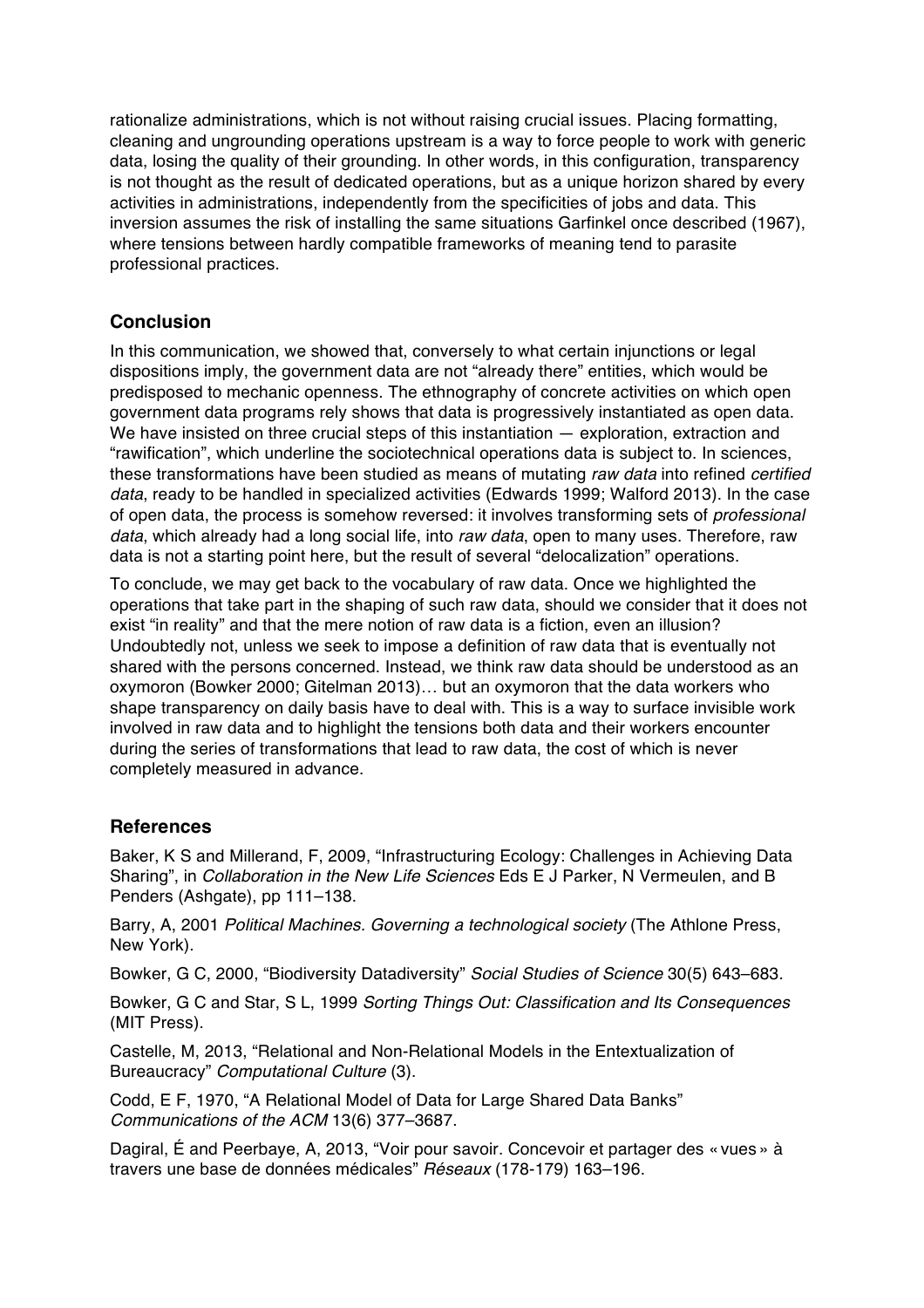rationalize administrations, which is not without raising crucial issues. Placing formatting, cleaning and ungrounding operations upstream is a way to force people to work with generic data, losing the quality of their grounding. In other words, in this configuration, transparency is not thought as the result of dedicated operations, but as a unique horizon shared by every activities in administrations, independently from the specificities of jobs and data. This inversion assumes the risk of installing the same situations Garfinkel once described (1967), where tensions between hardly compatible frameworks of meaning tend to parasite professional practices.

## Conclusion

In this communication, we showed that, conversely to what certain injunctions or legal dispositions imply, the government data are not "already there" entities, which would be predisposed to mechanic openness. The ethnography of concrete activities on which open government data programs rely shows that data is progressively instantiated as open data. We have insisted on three crucial steps of this instantiation — exploration, extraction and "rawification", which underline the sociotechnical operations data is subject to. In sciences, these transformations have been studied as means of mutating *raw data* into refined *certified data*, ready to be handled in specialized activities (Edwards 1999; Walford 2013). In the case of open data, the process is somehow reversed: it involves transforming sets of *professional data*, which already had a long social life, into *raw data*, open to many uses. Therefore, raw data is not a starting point here, but the result of several "delocalization" operations.

To conclude, we may get back to the vocabulary of raw data. Once we highlighted the operations that take part in the shaping of such raw data, should we consider that it does not exist "in reality" and that the mere notion of raw data is a fiction, even an illusion? Undoubtedly not, unless we seek to impose a definition of raw data that is eventually not shared with the persons concerned. Instead, we think raw data should be understood as an oxymoron (Bowker 2000; Gitelman 2013)… but an oxymoron that the data workers who shape transparency on daily basis have to deal with. This is a way to surface invisible work involved in raw data and to highlight the tensions both data and their workers encounter during the series of transformations that lead to raw data, the cost of which is never completely measured in advance.

## References

Baker, K S and Millerand, F, 2009, "Infrastructuring Ecology: Challenges in Achieving Data Sharing", in *Collaboration in the New Life Sciences* Eds E J Parker, N Vermeulen, and B Penders (Ashgate), pp 111–138.

Barry, A, 2001 *Political Machines. Governing a technological society* (The Athlone Press, New York).

Bowker, G C, 2000, "Biodiversity Datadiversity" *Social Studies of Science* 30(5) 643–683.

Bowker, G C and Star, S L, 1999 *Sorting Things Out: Classification and Its Consequences* (MIT Press).

Castelle, M, 2013, "Relational and Non-Relational Models in the Entextualization of Bureaucracy" *Computational Culture* (3).

Codd, E F, 1970, "A Relational Model of Data for Large Shared Data Banks" *Communications of the ACM* 13(6) 377–3687.

Dagiral, É and Peerbaye, A, 2013, "Voir pour savoir. Concevoir et partager des « vues » à travers une base de données médicales" *Réseaux* (178-179) 163–196.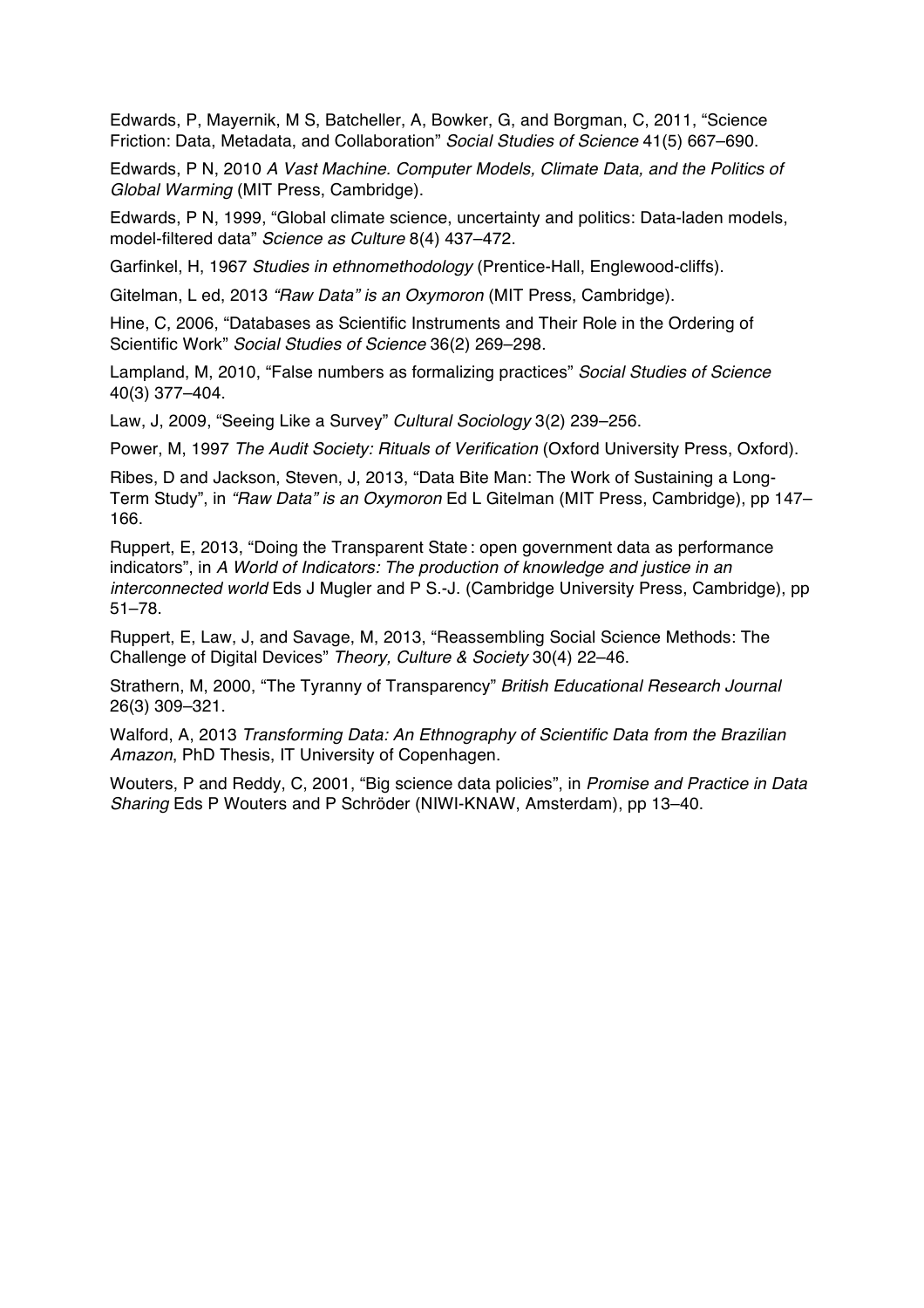Edwards, P, Mayernik, M S, Batcheller, A, Bowker, G, and Borgman, C, 2011, "Science Friction: Data, Metadata, and Collaboration" *Social Studies of Science* 41(5) 667–690.

Edwards, P N, 2010 *A Vast Machine. Computer Models, Climate Data, and the Politics of Global Warming* (MIT Press, Cambridge).

Edwards, P N, 1999, "Global climate science, uncertainty and politics: Data-laden models, model-filtered data" *Science as Culture* 8(4) 437–472.

Garfinkel, H, 1967 *Studies in ethnomethodology* (Prentice-Hall, Englewood-cliffs).

Gitelman, L ed, 2013 *"Raw Data" is an Oxymoron* (MIT Press, Cambridge).

Hine, C, 2006, "Databases as Scientific Instruments and Their Role in the Ordering of Scientific Work" *Social Studies of Science* 36(2) 269–298.

Lampland, M, 2010, "False numbers as formalizing practices" *Social Studies of Science* 40(3) 377–404.

Law, J, 2009, "Seeing Like a Survey" *Cultural Sociology* 3(2) 239–256.

Power, M, 1997 *The Audit Society: Rituals of Verification* (Oxford University Press, Oxford).

Ribes, D and Jackson, Steven, J, 2013, "Data Bite Man: The Work of Sustaining a Long-Term Study", in *"Raw Data" is an Oxymoron* Ed L Gitelman (MIT Press, Cambridge), pp 147–166.

Ruppert, E, 2013, "Doing the Transparent State : open government data as performance indicators", in *A World of Indicators: The production of knowledge and justice in an interconnected world* Eds J Mugler and P S.-J. (Cambridge University Press, Cambridge), pp 51–78.

Ruppert, E, Law, J, and Savage, M, 2013, "Reassembling Social Science Methods: The Challenge of Digital Devices" *Theory, Culture & Society* 30(4) 22–46.

Strathern, M, 2000, "The Tyranny of Transparency" *British Educational Research Journal* 26(3) 309–321.

Walford, A, 2013 *Transforming Data: An Ethnography of Scientific Data from the Brazilian Amazon*, PhD Thesis, IT University of Copenhagen.

Wouters, P and Reddy, C, 2001, "Big science data policies", in *Promise and Practice in Data Sharing* Eds P Wouters and P Schröder (NIWI-KNAW, Amsterdam), pp 13–40.